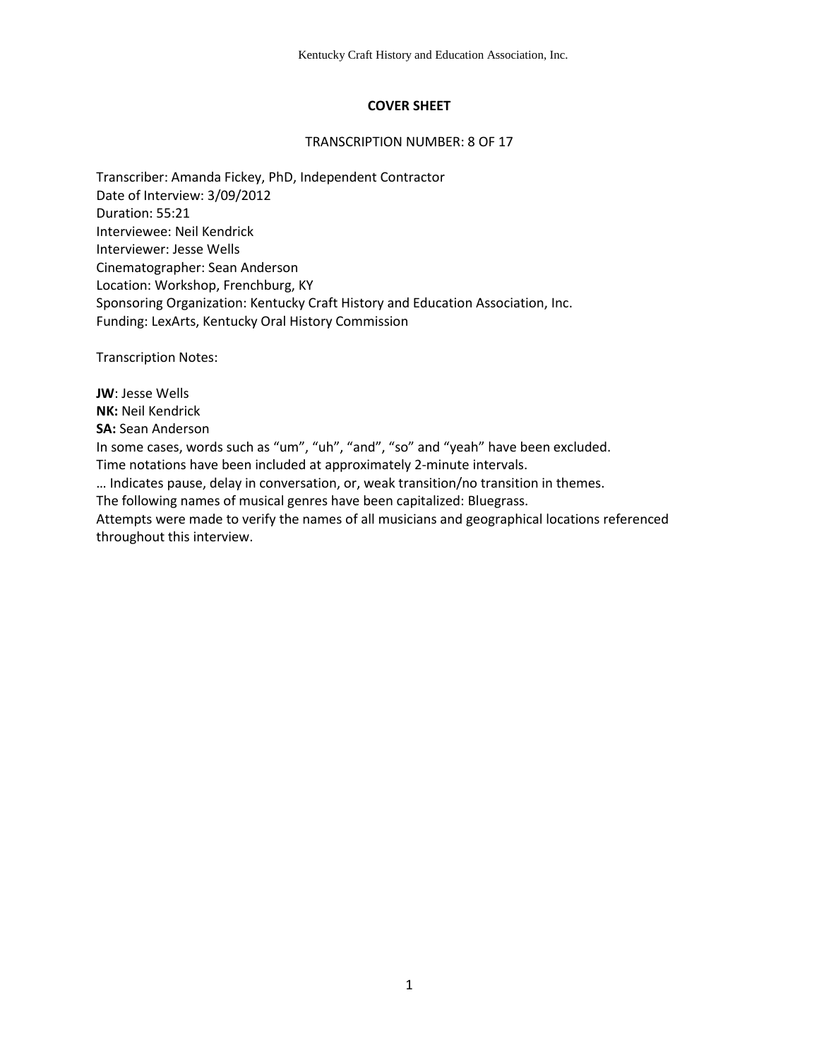## COVER SHEET

TRANSCRIPTION NUMBER: 8 OF 17

Transcriber: Amanda Fickey, PhD, Independent Contractor
Date of Interview: 3/09/2012
Duration: 55:21
Interviewee: Neil Kendrick
Interviewer: Jesse Wells
Cinematographer: Sean Anderson
Location: Workshop, Frenchburg, KY
Sponsoring Organization: Kentucky Craft History and Education Association, Inc.
Funding: LexArts, Kentucky Oral History Commission

Transcription Notes:

**JW**: Jesse Wells
**NK:** Neil Kendrick
**SA:** Sean Anderson
In some cases, words such as "um", "uh", "and", "so" and "yeah" have been excluded.
Time notations have been included at approximately 2-minute intervals.
… Indicates pause, delay in conversation, or, weak transition/no transition in themes.
The following names of musical genres have been capitalized: Bluegrass.
Attempts were made to verify the names of all musicians and geographical locations referenced throughout this interview.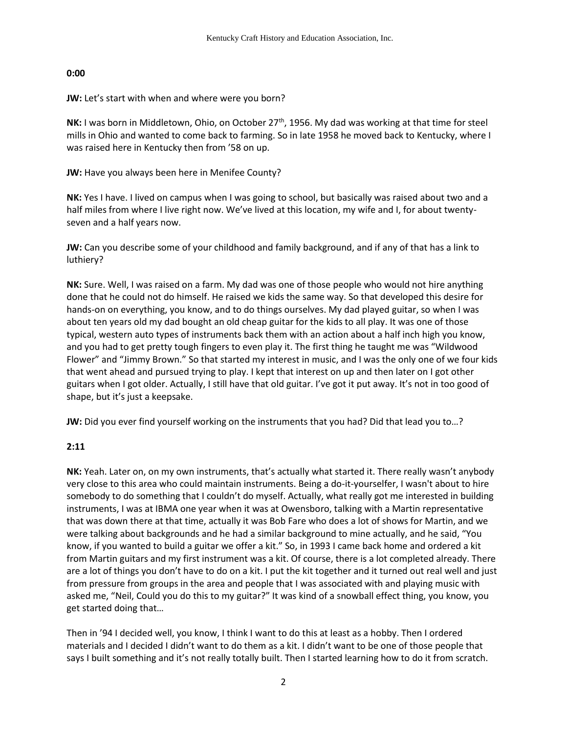**0:00**

**JW:** Let's start with when and where were you born?

**NK:** I was born in Middletown, Ohio, on October 27th, 1956. My dad was working at that time for steel mills in Ohio and wanted to come back to farming. So in late 1958 he moved back to Kentucky, where I was raised here in Kentucky then from '58 on up.

**JW:** Have you always been here in Menifee County?

**NK:** Yes I have. I lived on campus when I was going to school, but basically was raised about two and a half miles from where I live right now. We've lived at this location, my wife and I, for about twenty-seven and a half years now.

**JW:** Can you describe some of your childhood and family background, and if any of that has a link to luthiery?

**NK:** Sure. Well, I was raised on a farm. My dad was one of those people who would not hire anything done that he could not do himself. He raised we kids the same way. So that developed this desire for hands-on on everything, you know, and to do things ourselves. My dad played guitar, so when I was about ten years old my dad bought an old cheap guitar for the kids to all play. It was one of those typical, western auto types of instruments back them with an action about a half inch high you know, and you had to get pretty tough fingers to even play it. The first thing he taught me was "Wildwood Flower" and "Jimmy Brown." So that started my interest in music, and I was the only one of we four kids that went ahead and pursued trying to play. I kept that interest on up and then later on I got other guitars when I got older. Actually, I still have that old guitar. I've got it put away. It's not in too good of shape, but it's just a keepsake.

**JW:** Did you ever find yourself working on the instruments that you had? Did that lead you to…?

**2:11**

**NK:** Yeah. Later on, on my own instruments, that's actually what started it. There really wasn't anybody very close to this area who could maintain instruments. Being a do-it-yourselfer, I wasn't about to hire somebody to do something that I couldn't do myself. Actually, what really got me interested in building instruments, I was at IBMA one year when it was at Owensboro, talking with a Martin representative that was down there at that time, actually it was Bob Fare who does a lot of shows for Martin, and we were talking about backgrounds and he had a similar background to mine actually, and he said, "You know, if you wanted to build a guitar we offer a kit." So, in 1993 I came back home and ordered a kit from Martin guitars and my first instrument was a kit. Of course, there is a lot completed already. There are a lot of things you don't have to do on a kit. I put the kit together and it turned out real well and just from pressure from groups in the area and people that I was associated with and playing music with asked me, "Neil, Could you do this to my guitar?" It was kind of a snowball effect thing, you know, you get started doing that…

Then in '94 I decided well, you know, I think I want to do this at least as a hobby. Then I ordered materials and I decided I didn't want to do them as a kit. I didn't want to be one of those people that says I built something and it's not really totally built. Then I started learning how to do it from scratch.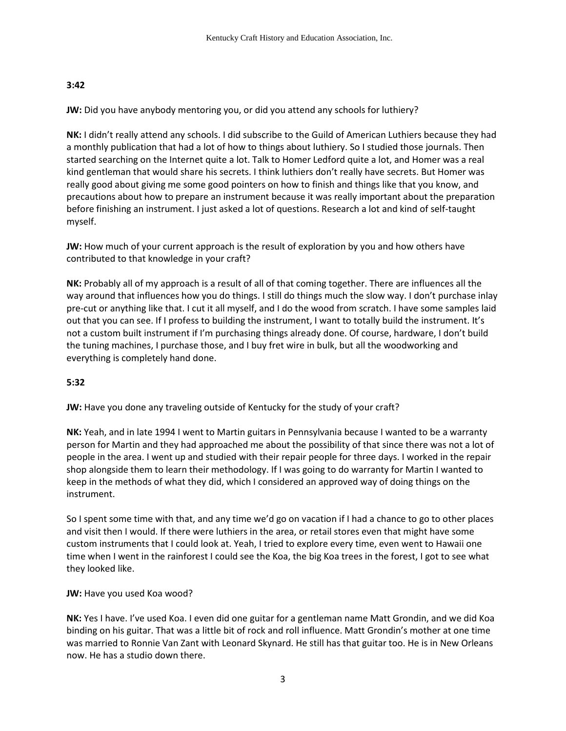**3:42**

**JW:** Did you have anybody mentoring you, or did you attend any schools for luthiery?

**NK:** I didn't really attend any schools. I did subscribe to the Guild of American Luthiers because they had a monthly publication that had a lot of how to things about luthiery. So I studied those journals. Then started searching on the Internet quite a lot. Talk to Homer Ledford quite a lot, and Homer was a real kind gentleman that would share his secrets. I think luthiers don't really have secrets. But Homer was really good about giving me some good pointers on how to finish and things like that you know, and precautions about how to prepare an instrument because it was really important about the preparation before finishing an instrument. I just asked a lot of questions. Research a lot and kind of self-taught myself.

**JW:** How much of your current approach is the result of exploration by you and how others have contributed to that knowledge in your craft?

**NK:** Probably all of my approach is a result of all of that coming together. There are influences all the way around that influences how you do things. I still do things much the slow way. I don't purchase inlay pre-cut or anything like that. I cut it all myself, and I do the wood from scratch. I have some samples laid out that you can see. If I profess to building the instrument, I want to totally build the instrument. It's not a custom built instrument if I'm purchasing things already done. Of course, hardware, I don't build the tuning machines, I purchase those, and I buy fret wire in bulk, but all the woodworking and everything is completely hand done.

**5:32**

**JW:** Have you done any traveling outside of Kentucky for the study of your craft?

**NK:** Yeah, and in late 1994 I went to Martin guitars in Pennsylvania because I wanted to be a warranty person for Martin and they had approached me about the possibility of that since there was not a lot of people in the area. I went up and studied with their repair people for three days. I worked in the repair shop alongside them to learn their methodology. If I was going to do warranty for Martin I wanted to keep in the methods of what they did, which I considered an approved way of doing things on the instrument.

So I spent some time with that, and any time we'd go on vacation if I had a chance to go to other places and visit then I would. If there were luthiers in the area, or retail stores even that might have some custom instruments that I could look at. Yeah, I tried to explore every time, even went to Hawaii one time when I went in the rainforest I could see the Koa, the big Koa trees in the forest, I got to see what they looked like.

**JW:** Have you used Koa wood?

**NK:** Yes I have. I've used Koa. I even did one guitar for a gentleman name Matt Grondin, and we did Koa binding on his guitar. That was a little bit of rock and roll influence. Matt Grondin's mother at one time was married to Ronnie Van Zant with Leonard Skynard. He still has that guitar too. He is in New Orleans now. He has a studio down there.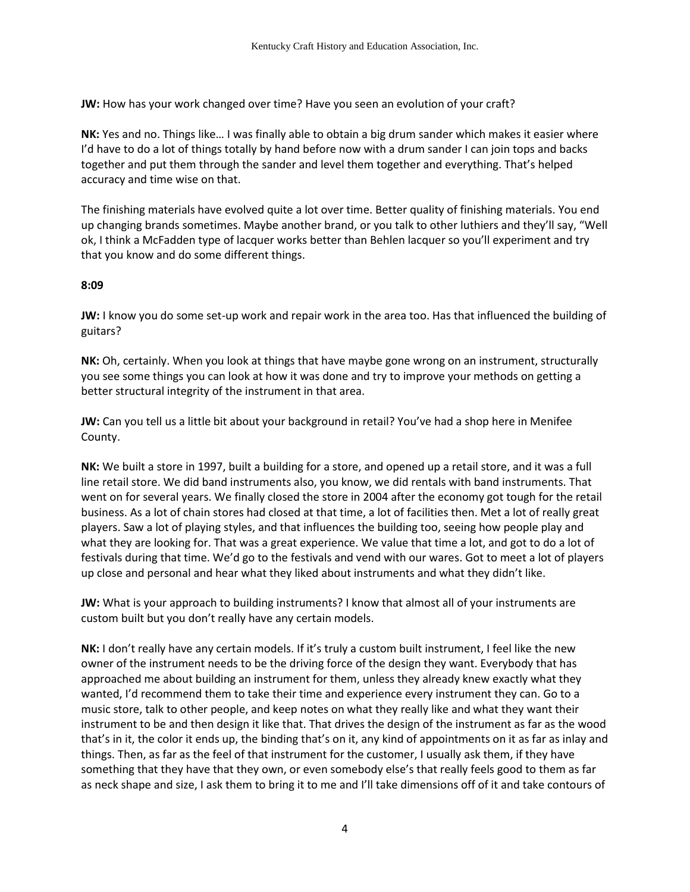**JW:** How has your work changed over time? Have you seen an evolution of your craft?

**NK:** Yes and no. Things like… I was finally able to obtain a big drum sander which makes it easier where I'd have to do a lot of things totally by hand before now with a drum sander I can join tops and backs together and put them through the sander and level them together and everything. That's helped accuracy and time wise on that.

The finishing materials have evolved quite a lot over time. Better quality of finishing materials. You end up changing brands sometimes. Maybe another brand, or you talk to other luthiers and they'll say, "Well ok, I think a McFadden type of lacquer works better than Behlen lacquer so you'll experiment and try that you know and do some different things.

**8:09**

**JW:** I know you do some set-up work and repair work in the area too. Has that influenced the building of guitars?

**NK:** Oh, certainly. When you look at things that have maybe gone wrong on an instrument, structurally you see some things you can look at how it was done and try to improve your methods on getting a better structural integrity of the instrument in that area.

**JW:** Can you tell us a little bit about your background in retail? You've had a shop here in Menifee County.

**NK:** We built a store in 1997, built a building for a store, and opened up a retail store, and it was a full line retail store. We did band instruments also, you know, we did rentals with band instruments. That went on for several years. We finally closed the store in 2004 after the economy got tough for the retail business. As a lot of chain stores had closed at that time, a lot of facilities then. Met a lot of really great players. Saw a lot of playing styles, and that influences the building too, seeing how people play and what they are looking for. That was a great experience. We value that time a lot, and got to do a lot of festivals during that time. We'd go to the festivals and vend with our wares. Got to meet a lot of players up close and personal and hear what they liked about instruments and what they didn't like.

**JW:** What is your approach to building instruments? I know that almost all of your instruments are custom built but you don't really have any certain models.

**NK:** I don't really have any certain models. If it's truly a custom built instrument, I feel like the new owner of the instrument needs to be the driving force of the design they want. Everybody that has approached me about building an instrument for them, unless they already knew exactly what they wanted, I'd recommend them to take their time and experience every instrument they can. Go to a music store, talk to other people, and keep notes on what they really like and what they want their instrument to be and then design it like that. That drives the design of the instrument as far as the wood that's in it, the color it ends up, the binding that's on it, any kind of appointments on it as far as inlay and things. Then, as far as the feel of that instrument for the customer, I usually ask them, if they have something that they have that they own, or even somebody else's that really feels good to them as far as neck shape and size, I ask them to bring it to me and I'll take dimensions off of it and take contours of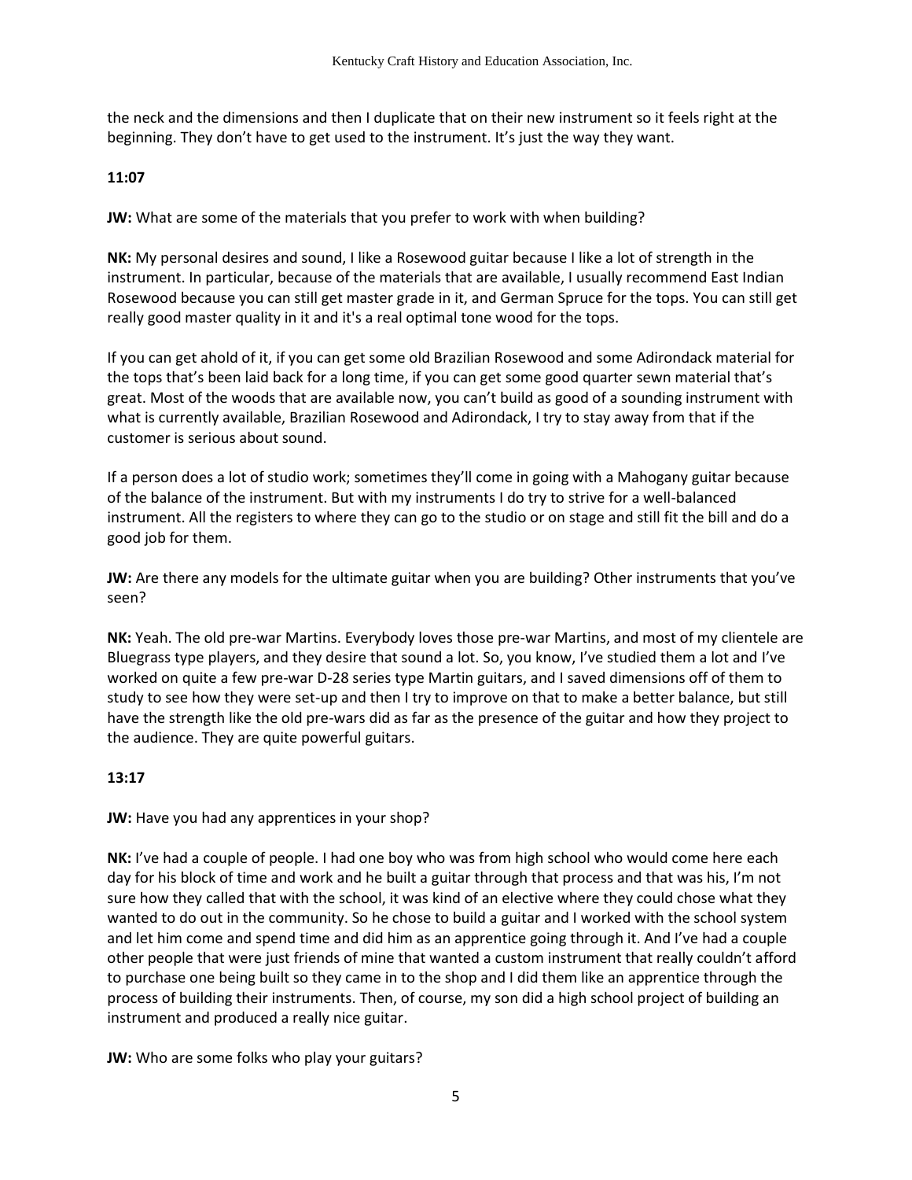the neck and the dimensions and then I duplicate that on their new instrument so it feels right at the beginning. They don't have to get used to the instrument. It's just the way they want.

**11:07**

**JW:** What are some of the materials that you prefer to work with when building?

**NK:** My personal desires and sound, I like a Rosewood guitar because I like a lot of strength in the instrument. In particular, because of the materials that are available, I usually recommend East Indian Rosewood because you can still get master grade in it, and German Spruce for the tops. You can still get really good master quality in it and it's a real optimal tone wood for the tops.

If you can get ahold of it, if you can get some old Brazilian Rosewood and some Adirondack material for the tops that's been laid back for a long time, if you can get some good quarter sewn material that's great. Most of the woods that are available now, you can't build as good of a sounding instrument with what is currently available, Brazilian Rosewood and Adirondack, I try to stay away from that if the customer is serious about sound.

If a person does a lot of studio work; sometimes they'll come in going with a Mahogany guitar because of the balance of the instrument. But with my instruments I do try to strive for a well-balanced instrument. All the registers to where they can go to the studio or on stage and still fit the bill and do a good job for them.

**JW:** Are there any models for the ultimate guitar when you are building? Other instruments that you've seen?

**NK:** Yeah. The old pre-war Martins. Everybody loves those pre-war Martins, and most of my clientele are Bluegrass type players, and they desire that sound a lot. So, you know, I've studied them a lot and I've worked on quite a few pre-war D-28 series type Martin guitars, and I saved dimensions off of them to study to see how they were set-up and then I try to improve on that to make a better balance, but still have the strength like the old pre-wars did as far as the presence of the guitar and how they project to the audience. They are quite powerful guitars.

**13:17**

**JW:** Have you had any apprentices in your shop?

**NK:** I've had a couple of people. I had one boy who was from high school who would come here each day for his block of time and work and he built a guitar through that process and that was his, I'm not sure how they called that with the school, it was kind of an elective where they could chose what they wanted to do out in the community. So he chose to build a guitar and I worked with the school system and let him come and spend time and did him as an apprentice going through it. And I've had a couple other people that were just friends of mine that wanted a custom instrument that really couldn't afford to purchase one being built so they came in to the shop and I did them like an apprentice through the process of building their instruments. Then, of course, my son did a high school project of building an instrument and produced a really nice guitar.

**JW:** Who are some folks who play your guitars?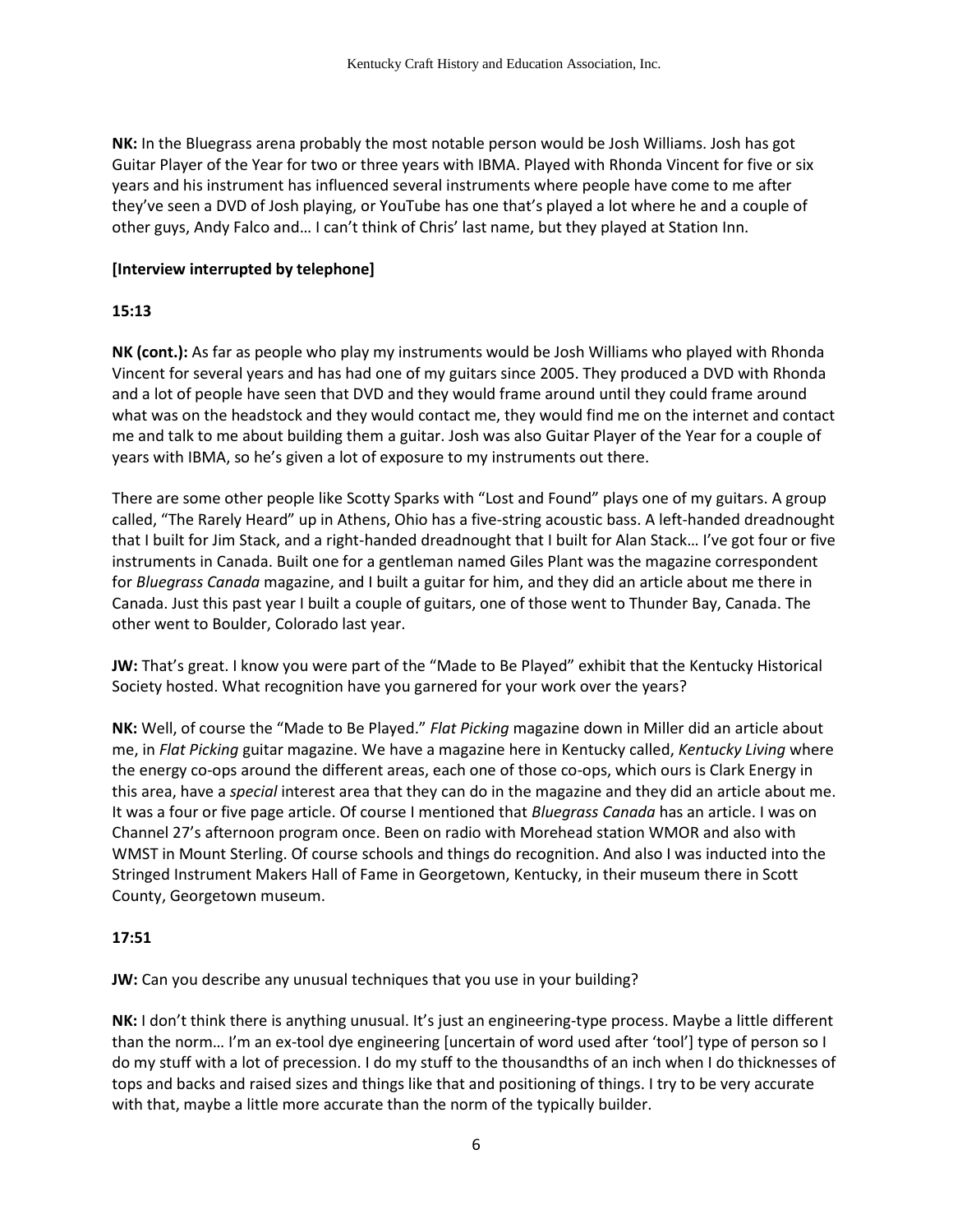**NK:** In the Bluegrass arena probably the most notable person would be Josh Williams. Josh has got Guitar Player of the Year for two or three years with IBMA. Played with Rhonda Vincent for five or six years and his instrument has influenced several instruments where people have come to me after they've seen a DVD of Josh playing, or YouTube has one that's played a lot where he and a couple of other guys, Andy Falco and… I can't think of Chris' last name, but they played at Station Inn.

**[Interview interrupted by telephone]**

**15:13**

**NK (cont.):** As far as people who play my instruments would be Josh Williams who played with Rhonda Vincent for several years and has had one of my guitars since 2005. They produced a DVD with Rhonda and a lot of people have seen that DVD and they would frame around until they could frame around what was on the headstock and they would contact me, they would find me on the internet and contact me and talk to me about building them a guitar. Josh was also Guitar Player of the Year for a couple of years with IBMA, so he's given a lot of exposure to my instruments out there.

There are some other people like Scotty Sparks with "Lost and Found" plays one of my guitars. A group called, "The Rarely Heard" up in Athens, Ohio has a five-string acoustic bass. A left-handed dreadnought that I built for Jim Stack, and a right-handed dreadnought that I built for Alan Stack… I've got four or five instruments in Canada. Built one for a gentleman named Giles Plant was the magazine correspondent for *Bluegrass Canada* magazine, and I built a guitar for him, and they did an article about me there in Canada. Just this past year I built a couple of guitars, one of those went to Thunder Bay, Canada. The other went to Boulder, Colorado last year.

**JW:** That's great. I know you were part of the "Made to Be Played" exhibit that the Kentucky Historical Society hosted. What recognition have you garnered for your work over the years?

**NK:** Well, of course the "Made to Be Played." *Flat Picking* magazine down in Miller did an article about me, in *Flat Picking* guitar magazine. We have a magazine here in Kentucky called, *Kentucky Living* where the energy co-ops around the different areas, each one of those co-ops, which ours is Clark Energy in this area, have a *special* interest area that they can do in the magazine and they did an article about me. It was a four or five page article. Of course I mentioned that *Bluegrass Canada* has an article. I was on Channel 27's afternoon program once. Been on radio with Morehead station WMOR and also with WMST in Mount Sterling. Of course schools and things do recognition. And also I was inducted into the Stringed Instrument Makers Hall of Fame in Georgetown, Kentucky, in their museum there in Scott County, Georgetown museum.

**17:51**

**JW:** Can you describe any unusual techniques that you use in your building?

**NK:** I don't think there is anything unusual. It's just an engineering-type process. Maybe a little different than the norm… I'm an ex-tool dye engineering [uncertain of word used after 'tool'] type of person so I do my stuff with a lot of precession. I do my stuff to the thousandths of an inch when I do thicknesses of tops and backs and raised sizes and things like that and positioning of things. I try to be very accurate with that, maybe a little more accurate than the norm of the typically builder.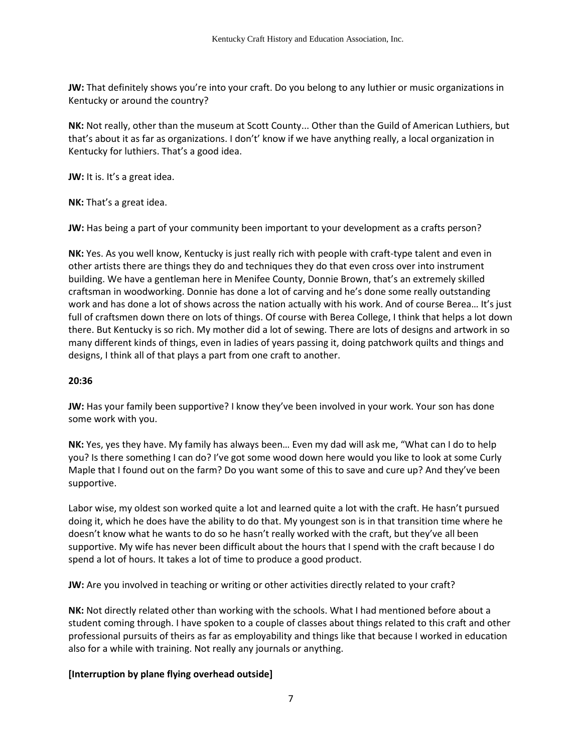**JW:** That definitely shows you're into your craft. Do you belong to any luthier or music organizations in Kentucky or around the country?

**NK:** Not really, other than the museum at Scott County... Other than the Guild of American Luthiers, but that's about it as far as organizations. I don't' know if we have anything really, a local organization in Kentucky for luthiers. That's a good idea.

**JW:** It is. It's a great idea.

**NK:** That's a great idea.

**JW:** Has being a part of your community been important to your development as a crafts person?

**NK:** Yes. As you well know, Kentucky is just really rich with people with craft-type talent and even in other artists there are things they do and techniques they do that even cross over into instrument building. We have a gentleman here in Menifee County, Donnie Brown, that's an extremely skilled craftsman in woodworking. Donnie has done a lot of carving and he's done some really outstanding work and has done a lot of shows across the nation actually with his work. And of course Berea… It's just full of craftsmen down there on lots of things. Of course with Berea College, I think that helps a lot down there. But Kentucky is so rich. My mother did a lot of sewing. There are lots of designs and artwork in so many different kinds of things, even in ladies of years passing it, doing patchwork quilts and things and designs, I think all of that plays a part from one craft to another.

**20:36**

**JW:** Has your family been supportive? I know they've been involved in your work. Your son has done some work with you.

**NK:** Yes, yes they have. My family has always been… Even my dad will ask me, "What can I do to help you? Is there something I can do? I've got some wood down here would you like to look at some Curly Maple that I found out on the farm? Do you want some of this to save and cure up? And they've been supportive.

Labor wise, my oldest son worked quite a lot and learned quite a lot with the craft. He hasn't pursued doing it, which he does have the ability to do that. My youngest son is in that transition time where he doesn't know what he wants to do so he hasn't really worked with the craft, but they've all been supportive. My wife has never been difficult about the hours that I spend with the craft because I do spend a lot of hours. It takes a lot of time to produce a good product.

**JW:** Are you involved in teaching or writing or other activities directly related to your craft?

**NK:** Not directly related other than working with the schools. What I had mentioned before about a student coming through. I have spoken to a couple of classes about things related to this craft and other professional pursuits of theirs as far as employability and things like that because I worked in education also for a while with training. Not really any journals or anything.

**[Interruption by plane flying overhead outside]**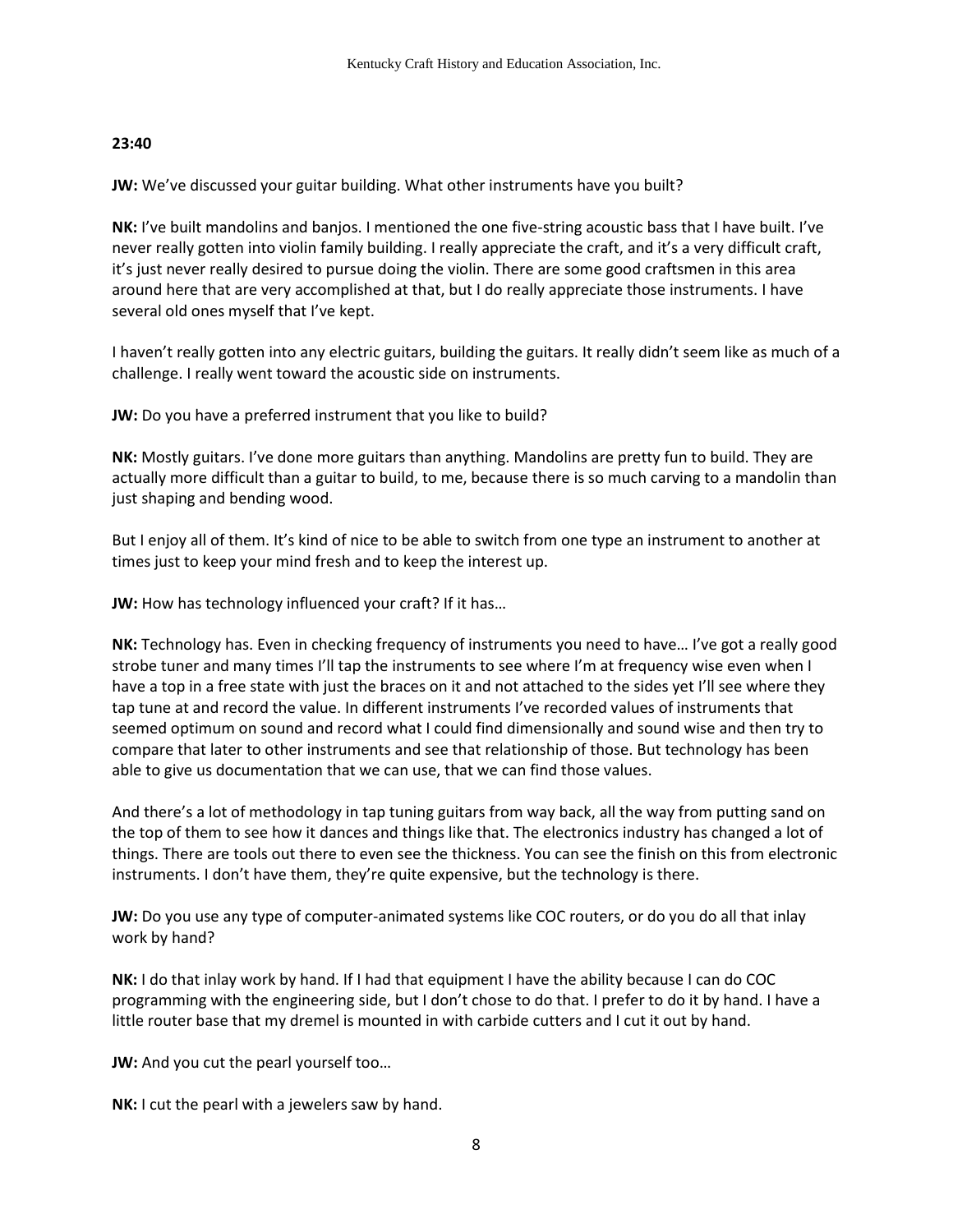**23:40**

**JW:** We've discussed your guitar building. What other instruments have you built?

**NK:** I've built mandolins and banjos. I mentioned the one five-string acoustic bass that I have built. I've never really gotten into violin family building. I really appreciate the craft, and it's a very difficult craft, it's just never really desired to pursue doing the violin. There are some good craftsmen in this area around here that are very accomplished at that, but I do really appreciate those instruments. I have several old ones myself that I've kept.

I haven't really gotten into any electric guitars, building the guitars. It really didn't seem like as much of a challenge. I really went toward the acoustic side on instruments.

**JW:** Do you have a preferred instrument that you like to build?

**NK:** Mostly guitars. I've done more guitars than anything. Mandolins are pretty fun to build. They are actually more difficult than a guitar to build, to me, because there is so much carving to a mandolin than just shaping and bending wood.

But I enjoy all of them. It's kind of nice to be able to switch from one type an instrument to another at times just to keep your mind fresh and to keep the interest up.

**JW:** How has technology influenced your craft? If it has…

**NK:** Technology has. Even in checking frequency of instruments you need to have… I've got a really good strobe tuner and many times I'll tap the instruments to see where I'm at frequency wise even when I have a top in a free state with just the braces on it and not attached to the sides yet I'll see where they tap tune at and record the value. In different instruments I've recorded values of instruments that seemed optimum on sound and record what I could find dimensionally and sound wise and then try to compare that later to other instruments and see that relationship of those. But technology has been able to give us documentation that we can use, that we can find those values.

And there's a lot of methodology in tap tuning guitars from way back, all the way from putting sand on the top of them to see how it dances and things like that. The electronics industry has changed a lot of things. There are tools out there to even see the thickness. You can see the finish on this from electronic instruments. I don't have them, they're quite expensive, but the technology is there.

**JW:** Do you use any type of computer-animated systems like COC routers, or do you do all that inlay work by hand?

**NK:** I do that inlay work by hand. If I had that equipment I have the ability because I can do COC programming with the engineering side, but I don't chose to do that. I prefer to do it by hand. I have a little router base that my dremel is mounted in with carbide cutters and I cut it out by hand.

**JW:** And you cut the pearl yourself too…

**NK:** I cut the pearl with a jewelers saw by hand.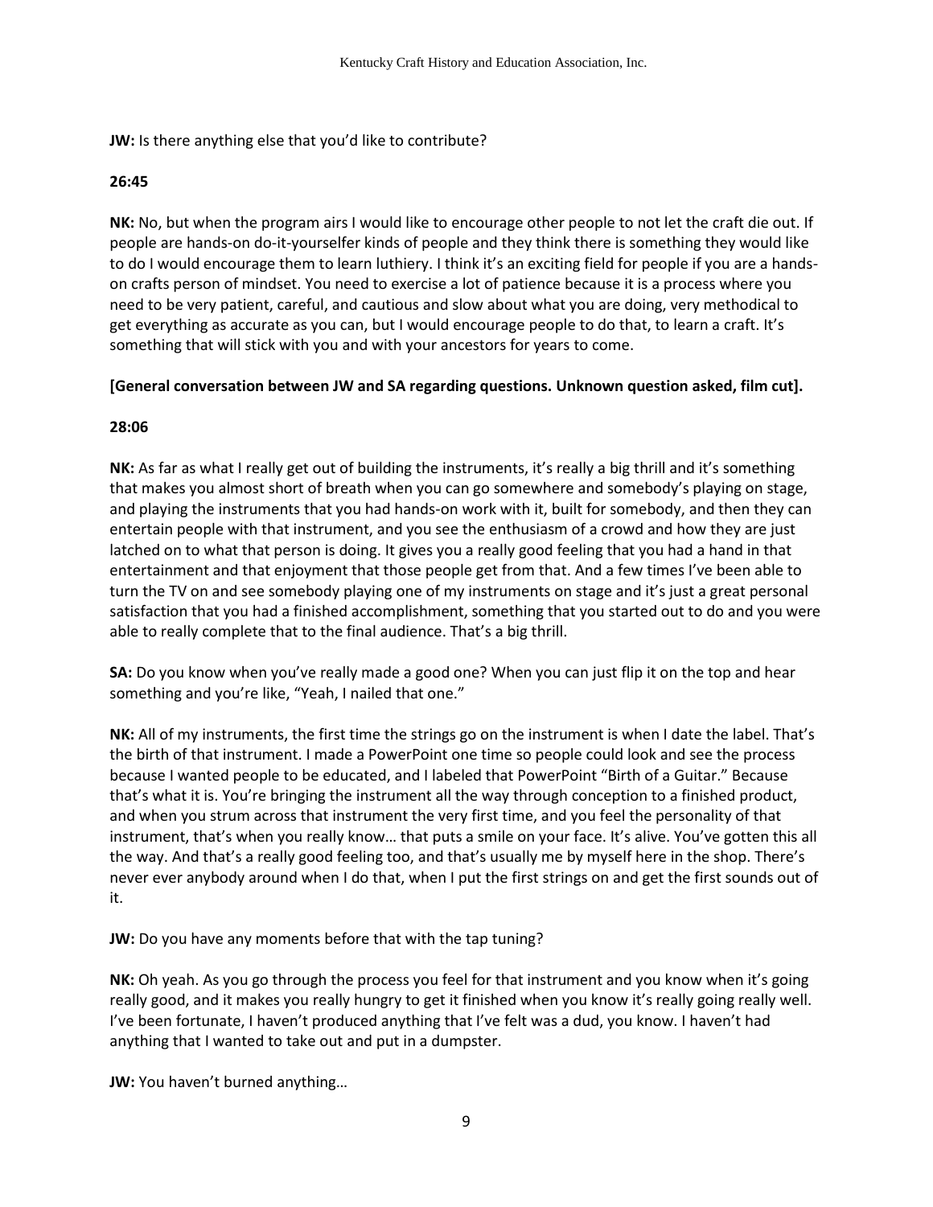**JW:** Is there anything else that you'd like to contribute?

**26:45**

**NK:** No, but when the program airs I would like to encourage other people to not let the craft die out. If people are hands-on do-it-yourselfer kinds of people and they think there is something they would like to do I would encourage them to learn luthiery. I think it's an exciting field for people if you are a hands-on crafts person of mindset. You need to exercise a lot of patience because it is a process where you need to be very patient, careful, and cautious and slow about what you are doing, very methodical to get everything as accurate as you can, but I would encourage people to do that, to learn a craft. It's something that will stick with you and with your ancestors for years to come.

**[General conversation between JW and SA regarding questions. Unknown question asked, film cut].**

**28:06**

**NK:** As far as what I really get out of building the instruments, it's really a big thrill and it's something that makes you almost short of breath when you can go somewhere and somebody's playing on stage, and playing the instruments that you had hands-on work with it, built for somebody, and then they can entertain people with that instrument, and you see the enthusiasm of a crowd and how they are just latched on to what that person is doing. It gives you a really good feeling that you had a hand in that entertainment and that enjoyment that those people get from that. And a few times I've been able to turn the TV on and see somebody playing one of my instruments on stage and it's just a great personal satisfaction that you had a finished accomplishment, something that you started out to do and you were able to really complete that to the final audience. That's a big thrill.

**SA:** Do you know when you've really made a good one? When you can just flip it on the top and hear something and you're like, "Yeah, I nailed that one."

**NK:** All of my instruments, the first time the strings go on the instrument is when I date the label. That's the birth of that instrument. I made a PowerPoint one time so people could look and see the process because I wanted people to be educated, and I labeled that PowerPoint "Birth of a Guitar." Because that's what it is. You're bringing the instrument all the way through conception to a finished product, and when you strum across that instrument the very first time, and you feel the personality of that instrument, that's when you really know… that puts a smile on your face. It's alive. You've gotten this all the way. And that's a really good feeling too, and that's usually me by myself here in the shop. There's never ever anybody around when I do that, when I put the first strings on and get the first sounds out of it.

**JW:** Do you have any moments before that with the tap tuning?

**NK:** Oh yeah. As you go through the process you feel for that instrument and you know when it's going really good, and it makes you really hungry to get it finished when you know it's really going really well. I've been fortunate, I haven't produced anything that I've felt was a dud, you know. I haven't had anything that I wanted to take out and put in a dumpster.

**JW:** You haven't burned anything…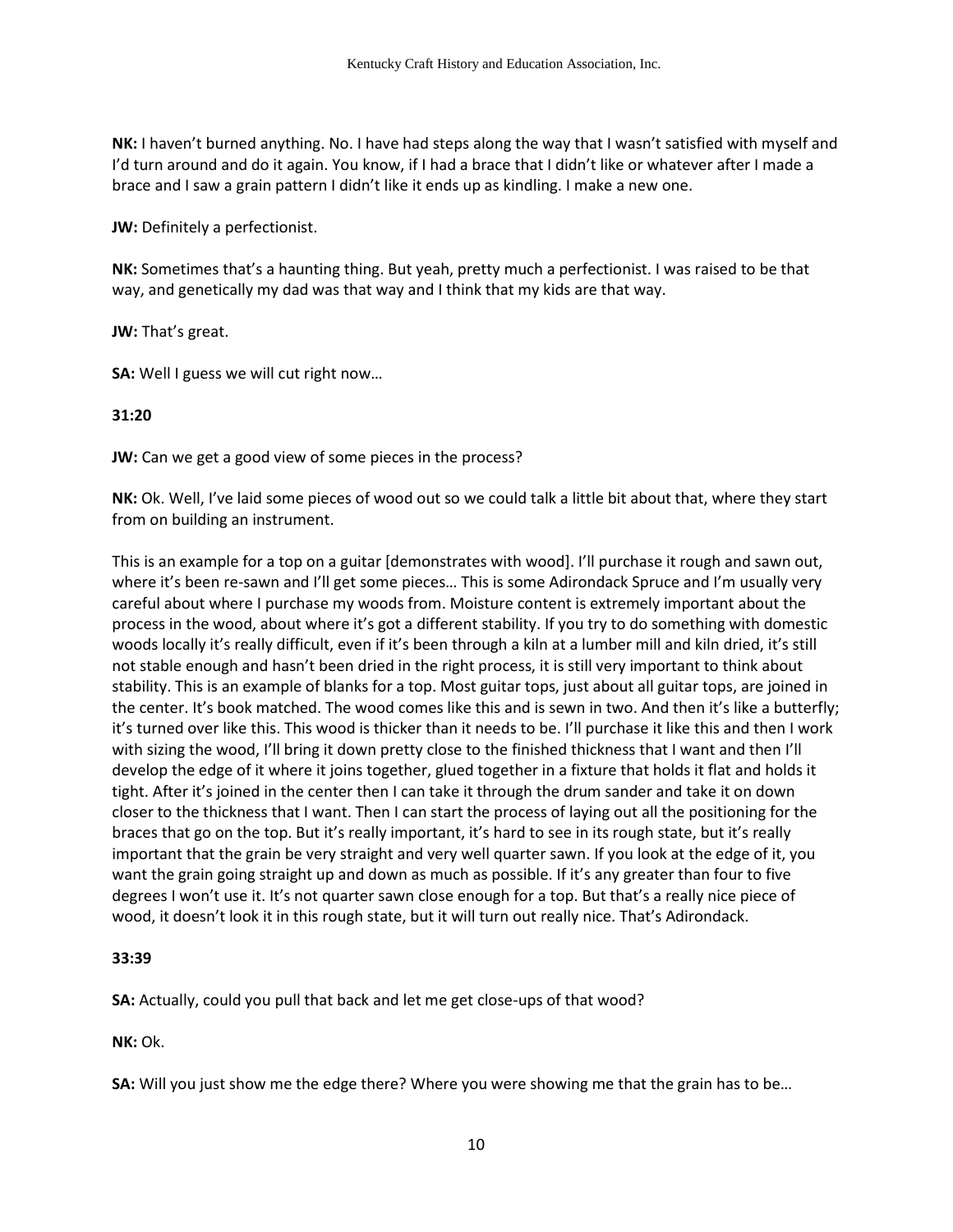**NK:** I haven't burned anything. No. I have had steps along the way that I wasn't satisfied with myself and I'd turn around and do it again. You know, if I had a brace that I didn't like or whatever after I made a brace and I saw a grain pattern I didn't like it ends up as kindling. I make a new one.

**JW:** Definitely a perfectionist.

**NK:** Sometimes that's a haunting thing. But yeah, pretty much a perfectionist. I was raised to be that way, and genetically my dad was that way and I think that my kids are that way.

**JW:** That's great.

**SA:** Well I guess we will cut right now…

**31:20**

**JW:** Can we get a good view of some pieces in the process?

**NK:** Ok. Well, I've laid some pieces of wood out so we could talk a little bit about that, where they start from on building an instrument.

This is an example for a top on a guitar [demonstrates with wood]. I'll purchase it rough and sawn out, where it's been re-sawn and I'll get some pieces… This is some Adirondack Spruce and I'm usually very careful about where I purchase my woods from. Moisture content is extremely important about the process in the wood, about where it's got a different stability. If you try to do something with domestic woods locally it's really difficult, even if it's been through a kiln at a lumber mill and kiln dried, it's still not stable enough and hasn't been dried in the right process, it is still very important to think about stability. This is an example of blanks for a top. Most guitar tops, just about all guitar tops, are joined in the center. It's book matched. The wood comes like this and is sewn in two. And then it's like a butterfly; it's turned over like this. This wood is thicker than it needs to be. I'll purchase it like this and then I work with sizing the wood, I'll bring it down pretty close to the finished thickness that I want and then I'll develop the edge of it where it joins together, glued together in a fixture that holds it flat and holds it tight. After it's joined in the center then I can take it through the drum sander and take it on down closer to the thickness that I want. Then I can start the process of laying out all the positioning for the braces that go on the top. But it's really important, it's hard to see in its rough state, but it's really important that the grain be very straight and very well quarter sawn. If you look at the edge of it, you want the grain going straight up and down as much as possible. If it's any greater than four to five degrees I won't use it. It's not quarter sawn close enough for a top. But that's a really nice piece of wood, it doesn't look it in this rough state, but it will turn out really nice. That's Adirondack.

**33:39**

**SA:** Actually, could you pull that back and let me get close-ups of that wood?

**NK:** Ok.

**SA:** Will you just show me the edge there? Where you were showing me that the grain has to be…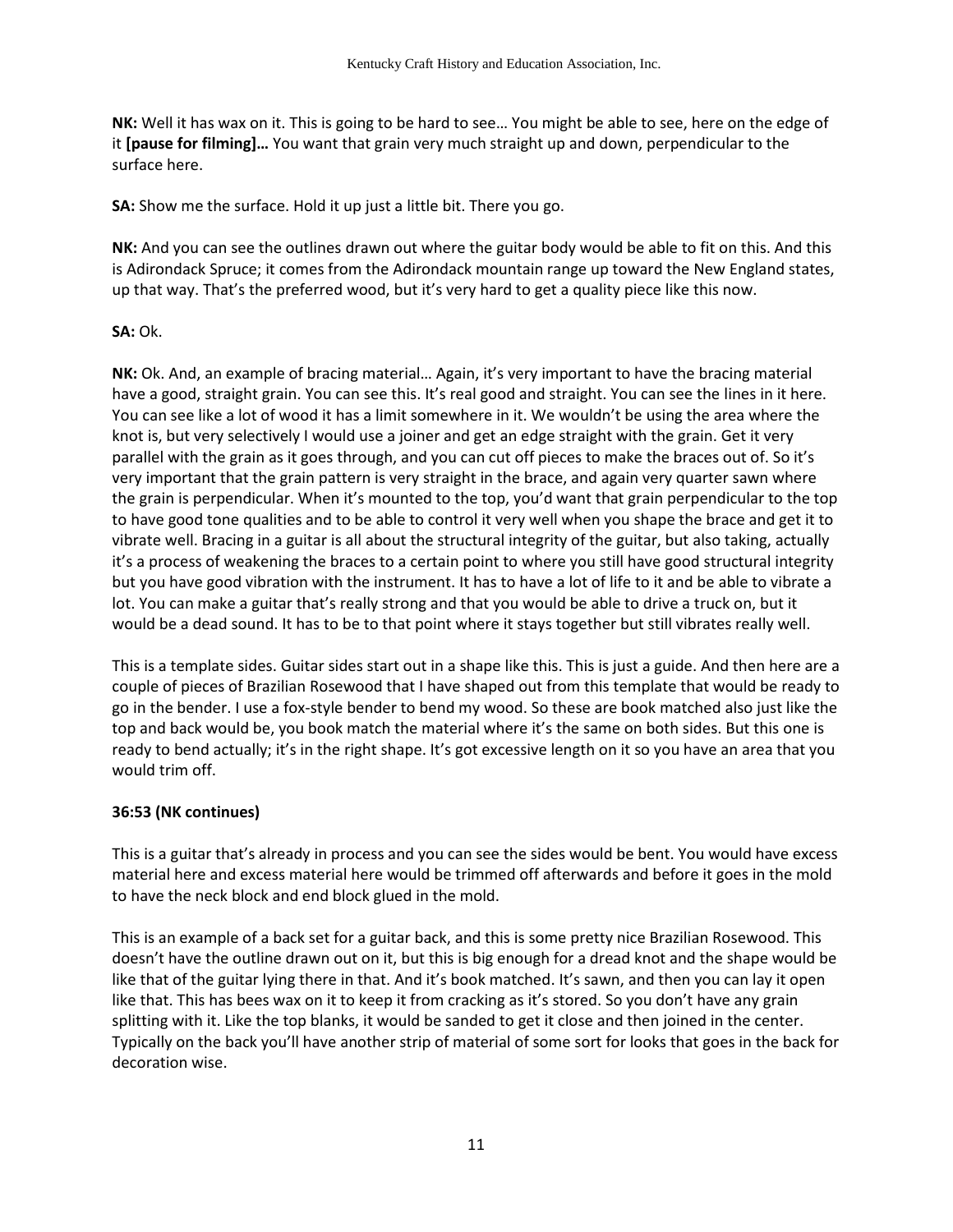**NK:** Well it has wax on it. This is going to be hard to see… You might be able to see, here on the edge of it **[pause for filming]…** You want that grain very much straight up and down, perpendicular to the surface here.

**SA:** Show me the surface. Hold it up just a little bit. There you go.

**NK:** And you can see the outlines drawn out where the guitar body would be able to fit on this. And this is Adirondack Spruce; it comes from the Adirondack mountain range up toward the New England states, up that way. That's the preferred wood, but it's very hard to get a quality piece like this now.

**SA:** Ok.

**NK:** Ok. And, an example of bracing material… Again, it's very important to have the bracing material have a good, straight grain. You can see this. It's real good and straight. You can see the lines in it here. You can see like a lot of wood it has a limit somewhere in it. We wouldn't be using the area where the knot is, but very selectively I would use a joiner and get an edge straight with the grain. Get it very parallel with the grain as it goes through, and you can cut off pieces to make the braces out of. So it's very important that the grain pattern is very straight in the brace, and again very quarter sawn where the grain is perpendicular. When it's mounted to the top, you'd want that grain perpendicular to the top to have good tone qualities and to be able to control it very well when you shape the brace and get it to vibrate well. Bracing in a guitar is all about the structural integrity of the guitar, but also taking, actually it's a process of weakening the braces to a certain point to where you still have good structural integrity but you have good vibration with the instrument. It has to have a lot of life to it and be able to vibrate a lot. You can make a guitar that's really strong and that you would be able to drive a truck on, but it would be a dead sound. It has to be to that point where it stays together but still vibrates really well.

This is a template sides. Guitar sides start out in a shape like this. This is just a guide. And then here are a couple of pieces of Brazilian Rosewood that I have shaped out from this template that would be ready to go in the bender. I use a fox-style bender to bend my wood. So these are book matched also just like the top and back would be, you book match the material where it's the same on both sides. But this one is ready to bend actually; it's in the right shape. It's got excessive length on it so you have an area that you would trim off.

**36:53 (NK continues)**

This is a guitar that's already in process and you can see the sides would be bent. You would have excess material here and excess material here would be trimmed off afterwards and before it goes in the mold to have the neck block and end block glued in the mold.

This is an example of a back set for a guitar back, and this is some pretty nice Brazilian Rosewood. This doesn't have the outline drawn out on it, but this is big enough for a dread knot and the shape would be like that of the guitar lying there in that. And it's book matched. It's sawn, and then you can lay it open like that. This has bees wax on it to keep it from cracking as it's stored. So you don't have any grain splitting with it. Like the top blanks, it would be sanded to get it close and then joined in the center. Typically on the back you'll have another strip of material of some sort for looks that goes in the back for decoration wise.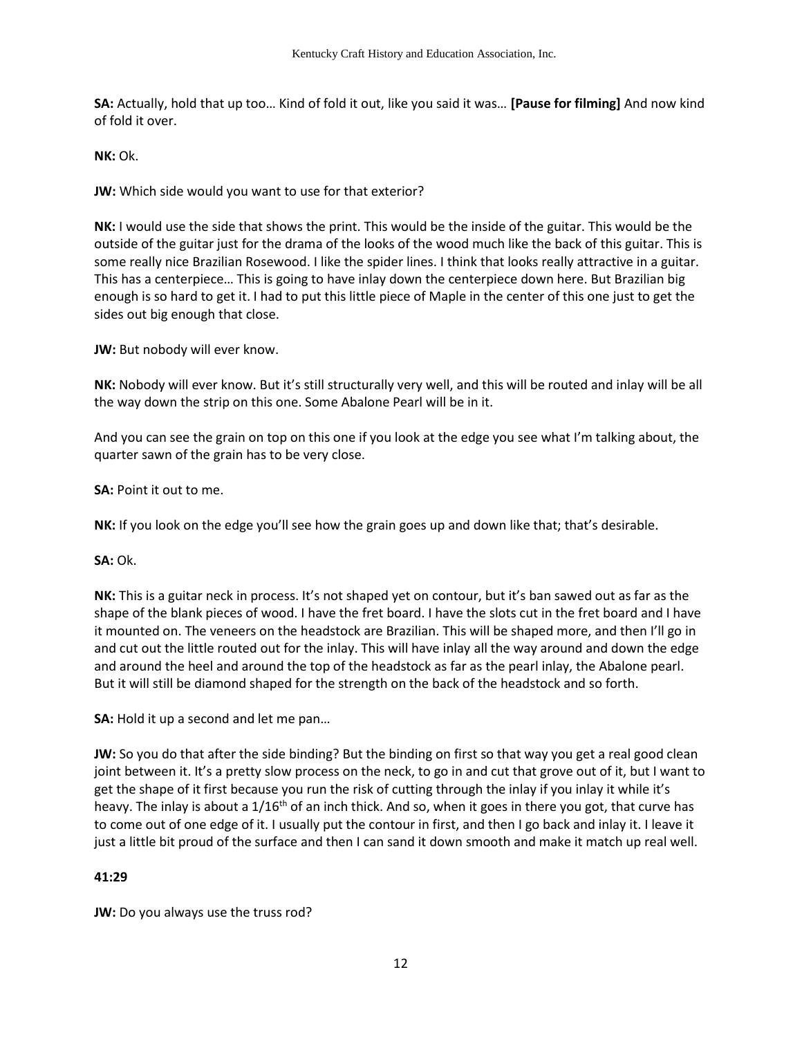**SA:** Actually, hold that up too… Kind of fold it out, like you said it was… **[Pause for filming]** And now kind of fold it over.

**NK:** Ok.

**JW:** Which side would you want to use for that exterior?

**NK:** I would use the side that shows the print. This would be the inside of the guitar. This would be the outside of the guitar just for the drama of the looks of the wood much like the back of this guitar. This is some really nice Brazilian Rosewood. I like the spider lines. I think that looks really attractive in a guitar. This has a centerpiece… This is going to have inlay down the centerpiece down here. But Brazilian big enough is so hard to get it. I had to put this little piece of Maple in the center of this one just to get the sides out big enough that close.

**JW:** But nobody will ever know.

**NK:** Nobody will ever know. But it's still structurally very well, and this will be routed and inlay will be all the way down the strip on this one. Some Abalone Pearl will be in it.

And you can see the grain on top on this one if you look at the edge you see what I'm talking about, the quarter sawn of the grain has to be very close.

**SA:** Point it out to me.

**NK:** If you look on the edge you'll see how the grain goes up and down like that; that's desirable.

**SA:** Ok.

**NK:** This is a guitar neck in process. It's not shaped yet on contour, but it's ban sawed out as far as the shape of the blank pieces of wood. I have the fret board. I have the slots cut in the fret board and I have it mounted on. The veneers on the headstock are Brazilian. This will be shaped more, and then I'll go in and cut out the little routed out for the inlay. This will have inlay all the way around and down the edge and around the heel and around the top of the headstock as far as the pearl inlay, the Abalone pearl. But it will still be diamond shaped for the strength on the back of the headstock and so forth.

**SA:** Hold it up a second and let me pan…

**JW:** So you do that after the side binding? But the binding on first so that way you get a real good clean joint between it. It's a pretty slow process on the neck, to go in and cut that grove out of it, but I want to get the shape of it first because you run the risk of cutting through the inlay if you inlay it while it's heavy. The inlay is about a 1/16th of an inch thick. And so, when it goes in there you got, that curve has to come out of one edge of it. I usually put the contour in first, and then I go back and inlay it. I leave it just a little bit proud of the surface and then I can sand it down smooth and make it match up real well.

**41:29**

**JW:** Do you always use the truss rod?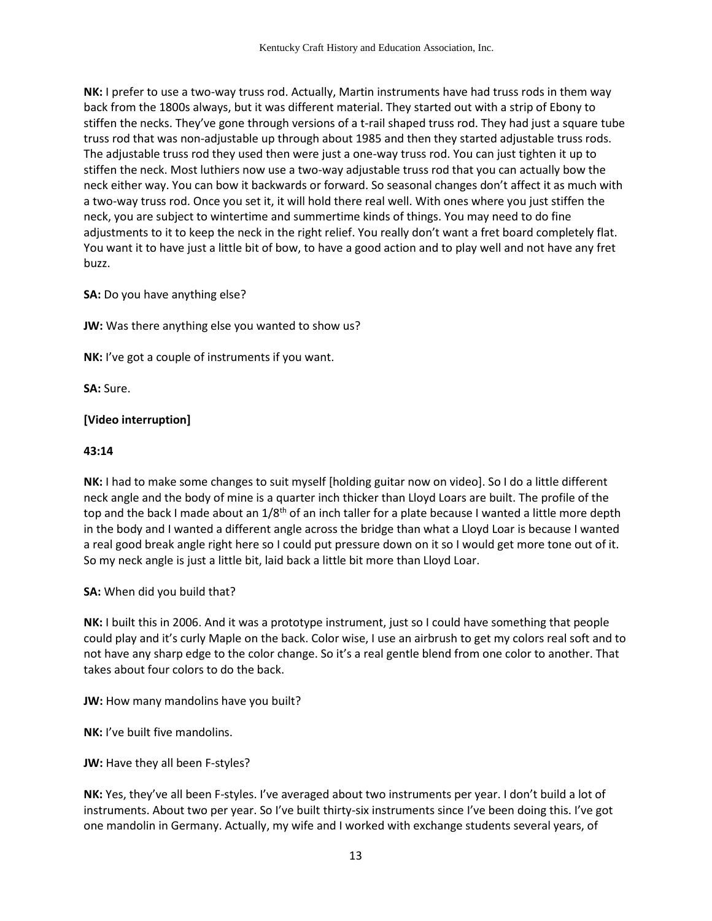**NK:** I prefer to use a two-way truss rod. Actually, Martin instruments have had truss rods in them way back from the 1800s always, but it was different material. They started out with a strip of Ebony to stiffen the necks. They've gone through versions of a t-rail shaped truss rod. They had just a square tube truss rod that was non-adjustable up through about 1985 and then they started adjustable truss rods. The adjustable truss rod they used then were just a one-way truss rod. You can just tighten it up to stiffen the neck. Most luthiers now use a two-way adjustable truss rod that you can actually bow the neck either way. You can bow it backwards or forward. So seasonal changes don't affect it as much with a two-way truss rod. Once you set it, it will hold there real well. With ones where you just stiffen the neck, you are subject to wintertime and summertime kinds of things. You may need to do fine adjustments to it to keep the neck in the right relief. You really don't want a fret board completely flat. You want it to have just a little bit of bow, to have a good action and to play well and not have any fret buzz.

**SA:** Do you have anything else?

**JW:** Was there anything else you wanted to show us?

**NK:** I've got a couple of instruments if you want.

**SA:** Sure.

**[Video interruption]**

**43:14**

**NK:** I had to make some changes to suit myself [holding guitar now on video]. So I do a little different neck angle and the body of mine is a quarter inch thicker than Lloyd Loars are built. The profile of the top and the back I made about an 1/8th of an inch taller for a plate because I wanted a little more depth in the body and I wanted a different angle across the bridge than what a Lloyd Loar is because I wanted a real good break angle right here so I could put pressure down on it so I would get more tone out of it. So my neck angle is just a little bit, laid back a little bit more than Lloyd Loar.

**SA:** When did you build that?

**NK:** I built this in 2006. And it was a prototype instrument, just so I could have something that people could play and it's curly Maple on the back. Color wise, I use an airbrush to get my colors real soft and to not have any sharp edge to the color change. So it's a real gentle blend from one color to another. That takes about four colors to do the back.

**JW:** How many mandolins have you built?

**NK:** I've built five mandolins.

**JW:** Have they all been F-styles?

**NK:** Yes, they've all been F-styles. I've averaged about two instruments per year. I don't build a lot of instruments. About two per year. So I've built thirty-six instruments since I've been doing this. I've got one mandolin in Germany. Actually, my wife and I worked with exchange students several years, of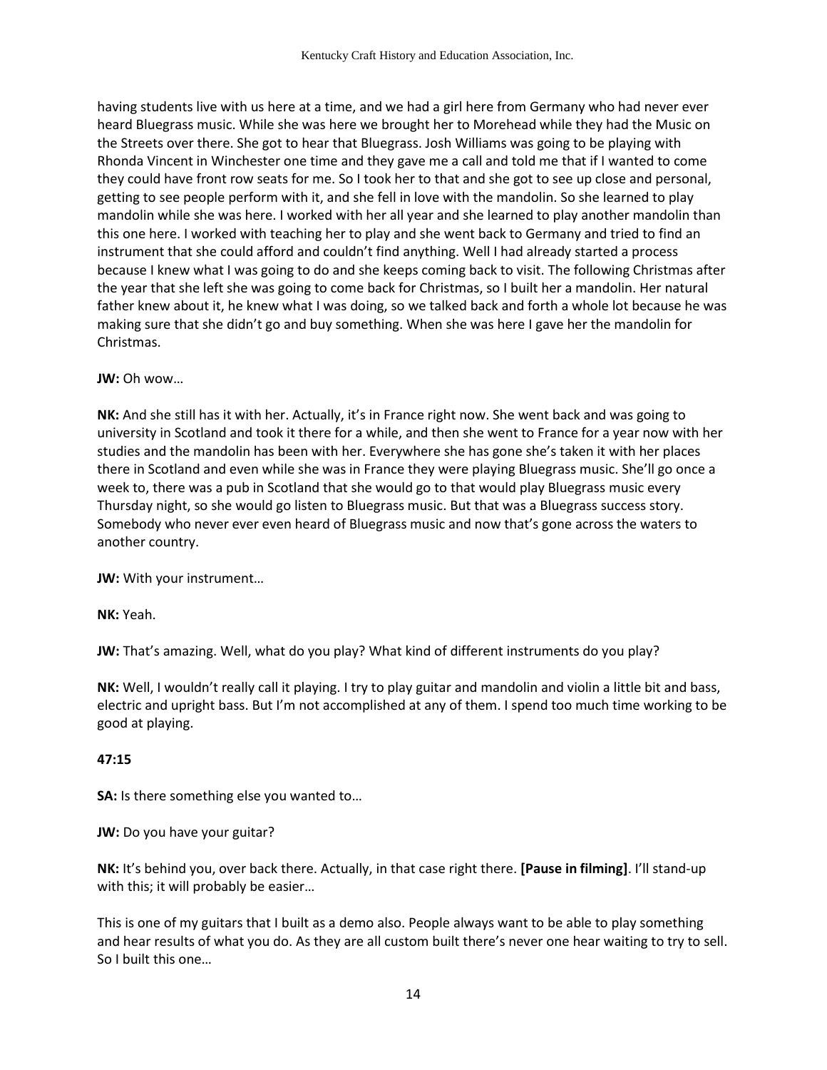having students live with us here at a time, and we had a girl here from Germany who had never ever heard Bluegrass music. While she was here we brought her to Morehead while they had the Music on the Streets over there. She got to hear that Bluegrass. Josh Williams was going to be playing with Rhonda Vincent in Winchester one time and they gave me a call and told me that if I wanted to come they could have front row seats for me. So I took her to that and she got to see up close and personal, getting to see people perform with it, and she fell in love with the mandolin. So she learned to play mandolin while she was here. I worked with her all year and she learned to play another mandolin than this one here. I worked with teaching her to play and she went back to Germany and tried to find an instrument that she could afford and couldn't find anything. Well I had already started a process because I knew what I was going to do and she keeps coming back to visit. The following Christmas after the year that she left she was going to come back for Christmas, so I built her a mandolin. Her natural father knew about it, he knew what I was doing, so we talked back and forth a whole lot because he was making sure that she didn't go and buy something. When she was here I gave her the mandolin for Christmas.

**JW:** Oh wow…

**NK:** And she still has it with her. Actually, it's in France right now. She went back and was going to university in Scotland and took it there for a while, and then she went to France for a year now with her studies and the mandolin has been with her. Everywhere she has gone she's taken it with her places there in Scotland and even while she was in France they were playing Bluegrass music. She'll go once a week to, there was a pub in Scotland that she would go to that would play Bluegrass music every Thursday night, so she would go listen to Bluegrass music. But that was a Bluegrass success story. Somebody who never ever even heard of Bluegrass music and now that's gone across the waters to another country.

**JW:** With your instrument…

**NK:** Yeah.

**JW:** That's amazing. Well, what do you play? What kind of different instruments do you play?

**NK:** Well, I wouldn't really call it playing. I try to play guitar and mandolin and violin a little bit and bass, electric and upright bass. But I'm not accomplished at any of them. I spend too much time working to be good at playing.

**47:15**

**SA:** Is there something else you wanted to…

**JW:** Do you have your guitar?

**NK:** It's behind you, over back there. Actually, in that case right there. **[Pause in filming]**. I'll stand-up with this; it will probably be easier…

This is one of my guitars that I built as a demo also. People always want to be able to play something and hear results of what you do. As they are all custom built there's never one hear waiting to try to sell. So I built this one…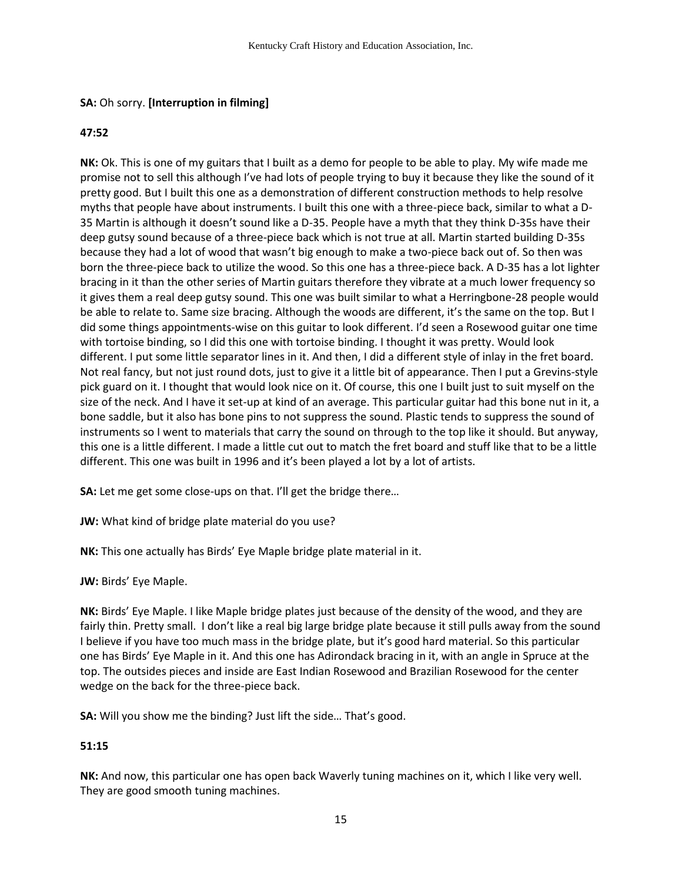**SA:** Oh sorry. **[Interruption in filming]**

**47:52**

**NK:** Ok. This is one of my guitars that I built as a demo for people to be able to play. My wife made me promise not to sell this although I've had lots of people trying to buy it because they like the sound of it pretty good. But I built this one as a demonstration of different construction methods to help resolve myths that people have about instruments. I built this one with a three-piece back, similar to what a D-35 Martin is although it doesn't sound like a D-35. People have a myth that they think D-35s have their deep gutsy sound because of a three-piece back which is not true at all. Martin started building D-35s because they had a lot of wood that wasn't big enough to make a two-piece back out of. So then was born the three-piece back to utilize the wood. So this one has a three-piece back. A D-35 has a lot lighter bracing in it than the other series of Martin guitars therefore they vibrate at a much lower frequency so it gives them a real deep gutsy sound. This one was built similar to what a Herringbone-28 people would be able to relate to. Same size bracing. Although the woods are different, it's the same on the top. But I did some things appointments-wise on this guitar to look different. I'd seen a Rosewood guitar one time with tortoise binding, so I did this one with tortoise binding. I thought it was pretty. Would look different. I put some little separator lines in it. And then, I did a different style of inlay in the fret board. Not real fancy, but not just round dots, just to give it a little bit of appearance. Then I put a Grevins-style pick guard on it. I thought that would look nice on it. Of course, this one I built just to suit myself on the size of the neck. And I have it set-up at kind of an average. This particular guitar had this bone nut in it, a bone saddle, but it also has bone pins to not suppress the sound. Plastic tends to suppress the sound of instruments so I went to materials that carry the sound on through to the top like it should. But anyway, this one is a little different. I made a little cut out to match the fret board and stuff like that to be a little different. This one was built in 1996 and it's been played a lot by a lot of artists.

**SA:** Let me get some close-ups on that. I'll get the bridge there…

**JW:** What kind of bridge plate material do you use?

**NK:** This one actually has Birds' Eye Maple bridge plate material in it.

**JW:** Birds' Eye Maple.

**NK:** Birds' Eye Maple. I like Maple bridge plates just because of the density of the wood, and they are fairly thin. Pretty small. I don't like a real big large bridge plate because it still pulls away from the sound I believe if you have too much mass in the bridge plate, but it's good hard material. So this particular one has Birds' Eye Maple in it. And this one has Adirondack bracing in it, with an angle in Spruce at the top. The outsides pieces and inside are East Indian Rosewood and Brazilian Rosewood for the center wedge on the back for the three-piece back.

**SA:** Will you show me the binding? Just lift the side… That's good.

**51:15**

**NK:** And now, this particular one has open back Waverly tuning machines on it, which I like very well. They are good smooth tuning machines.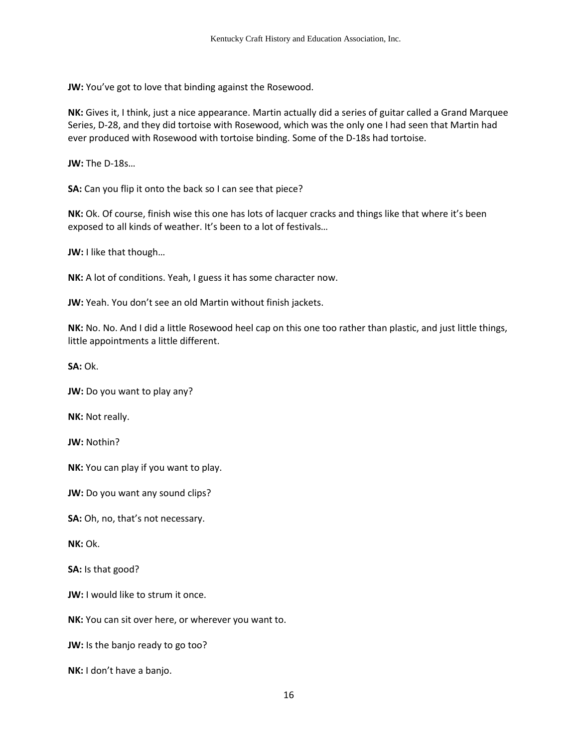**JW:** You've got to love that binding against the Rosewood.

**NK:** Gives it, I think, just a nice appearance. Martin actually did a series of guitar called a Grand Marquee Series, D-28, and they did tortoise with Rosewood, which was the only one I had seen that Martin had ever produced with Rosewood with tortoise binding. Some of the D-18s had tortoise.

**JW:** The D-18s…

**SA:** Can you flip it onto the back so I can see that piece?

**NK:** Ok. Of course, finish wise this one has lots of lacquer cracks and things like that where it's been exposed to all kinds of weather. It's been to a lot of festivals…

**JW:** I like that though…

**NK:** A lot of conditions. Yeah, I guess it has some character now.

**JW:** Yeah. You don't see an old Martin without finish jackets.

**NK:** No. No. And I did a little Rosewood heel cap on this one too rather than plastic, and just little things, little appointments a little different.

**SA:** Ok.

**JW:** Do you want to play any?

**NK:** Not really.

**JW:** Nothin?

**NK:** You can play if you want to play.

**JW:** Do you want any sound clips?

**SA:** Oh, no, that's not necessary.

**NK:** Ok.

**SA:** Is that good?

**JW:** I would like to strum it once.

**NK:** You can sit over here, or wherever you want to.

**JW:** Is the banjo ready to go too?

**NK:** I don't have a banjo.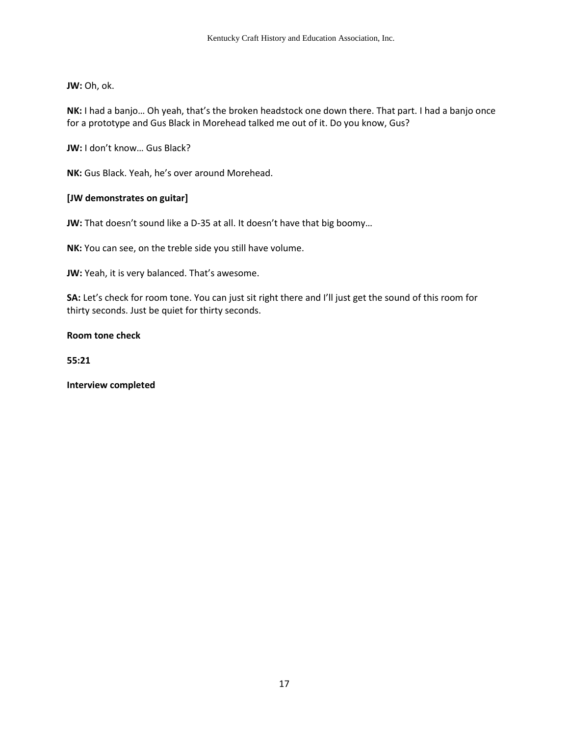**JW:** Oh, ok.

**NK:** I had a banjo… Oh yeah, that's the broken headstock one down there. That part. I had a banjo once for a prototype and Gus Black in Morehead talked me out of it. Do you know, Gus?

**JW:** I don't know… Gus Black?

**NK:** Gus Black. Yeah, he's over around Morehead.

**[JW demonstrates on guitar]**

**JW:** That doesn't sound like a D-35 at all. It doesn't have that big boomy…

**NK:** You can see, on the treble side you still have volume.

**JW:** Yeah, it is very balanced. That's awesome.

**SA:** Let's check for room tone. You can just sit right there and I'll just get the sound of this room for thirty seconds. Just be quiet for thirty seconds.

**Room tone check**

**55:21**

**Interview completed**